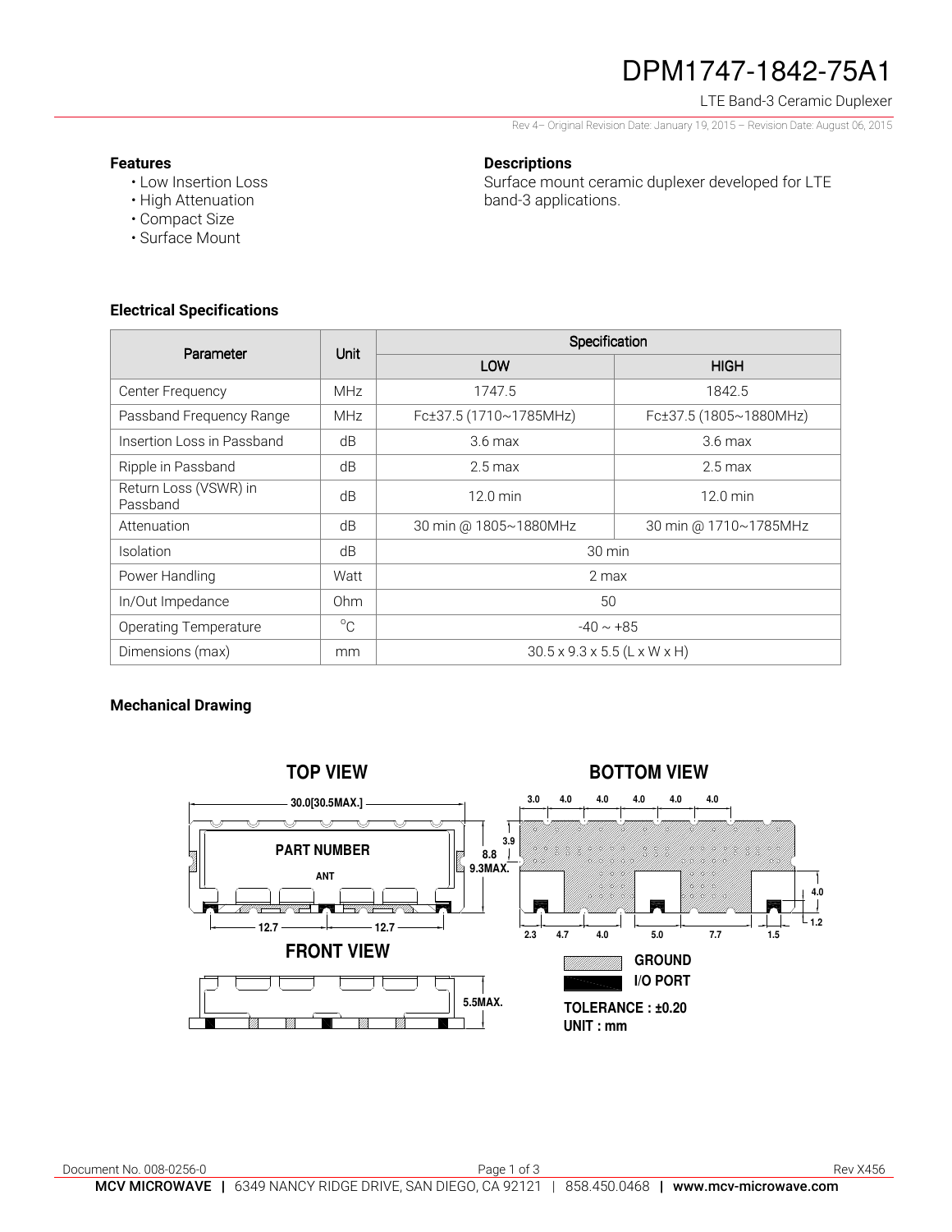# DPM1747-1842-75A1

LTE Band-3 Ceramic Duplexer

Rev 4– Original Revision Date: January 19, 2015 – Revision Date: August 06, 2015

**Features**

- Low Insertion Loss
- High Attenuation
- Compact Size
- Surface Mount

**Descriptions**

Surface mount ceramic duplexer developed for LTE band-3 applications.

**Electrical Specifications**

| Parameter | Unit | Specification | |
|---|---|---|---|
| | | LOW | HIGH |
| Center Frequency | MHz | 1747.5 | 1842.5 |
| Passband Frequency Range | MHz | Fc±37.5 (1710~1785MHz) | Fc±37.5 (1805~1880MHz) |
| Insertion Loss in Passband | dB | 3.6 max | 3.6 max |
| Ripple in Passband | dB | 2.5 max | 2.5 max |
| Return Loss (VSWR) in Passband | dB | 12.0 min | 12.0 min |
| Attenuation | dB | 30 min @ 1805~1880MHz | 30 min @ 1710~1785MHz |
| Isolation | dB | 30 min | |
| Power Handling | Watt | 2 max | |
| In/Out Impedance | Ohm | 50 | |
| Operating Temperature | °C | -40 ~ +85 | |
| Dimensions (max) | mm | 30.5 x 9.3 x 5.5 (L x W x H) | |

**Mechanical Drawing**

TOP VIEW

30.0[30.5MAX.]

PART NUMBER

ANT

8.8 9.3MAX.

12.7 12.7

FRONT VIEW

5.5MAX.

BOTTOM VIEW

3.0 4.0 4.0 4.0 4.0 4.0

3.9

4.0

1.2

2.3 4.7 4.0 5.0 7.7 1.5

GROUND

I/O PORT

TOLERANCE : ±0.20

UNIT : mm

Document No. 008-0256-0

Rev X456

MCV MICROWAVE | 6349 NANCY RIDGE DRIVE, SAN DIEGO, CA 92121 | 858.450.0468 | www.mcv-microwave.com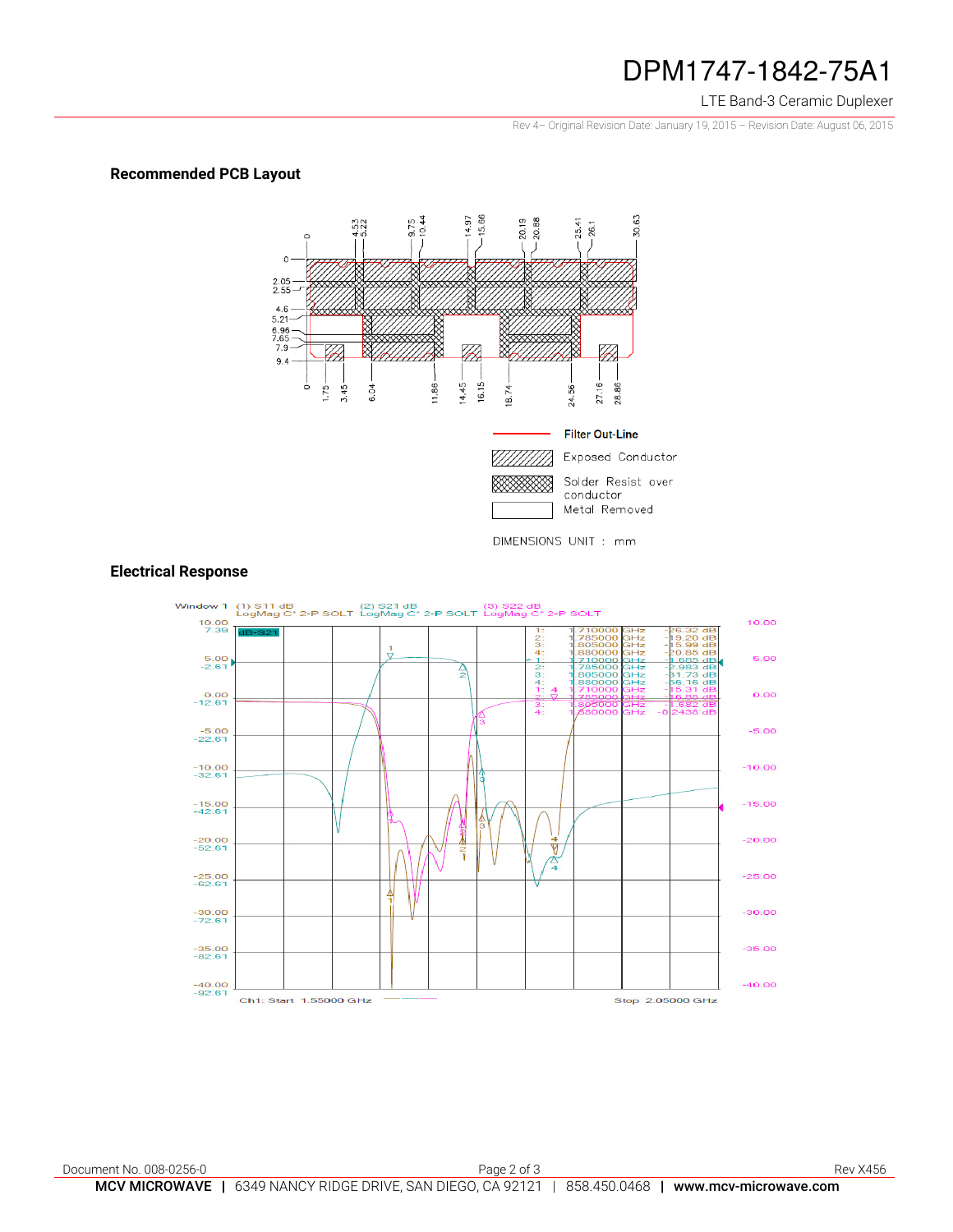## Recommended PCB Layout

Filter Out-Line

Exposed Conductor

Solder Resist over conductor

Metal Removed

DIMENSIONS UNIT : mm

## Electrical Response

| | Freq | Value |
|---|---|---|
| 1: | 1.710000 GHz | -26.32 dB |
| 2: | 1.785000 GHz | -19.20 dB |
| 3: | 1.805000 GHz | -15.99 dB |
| 4: | 1.880000 GHz | -20.85 dB |
| 1: | 1.710000 GHz | -1.685 dB |
| 2: | 1.785000 GHz | -2.983 dB |
| 3: | 1.805000 GHz | -31.73 dB |
| 4: | 1.880000 GHz | -56.16 dB |
| 1: | 1.710000 GHz | -15.31 dB |
| 2: | 1.785000 GHz | -16.88 dB |
| 3: | 1.805000 GHz | -1.682 dB |
| 4: | 1.880000 GHz | -0.2438 dB |

Window 1 (1) S11 dB LogMag C* 2-P SOLT (2) S21 dB LogMag C* 2-P SOLT (3) S22 dB LogMag C* 2-P SOLT

Ch1: Start 1.55000 GHz Stop 2.05000 GHz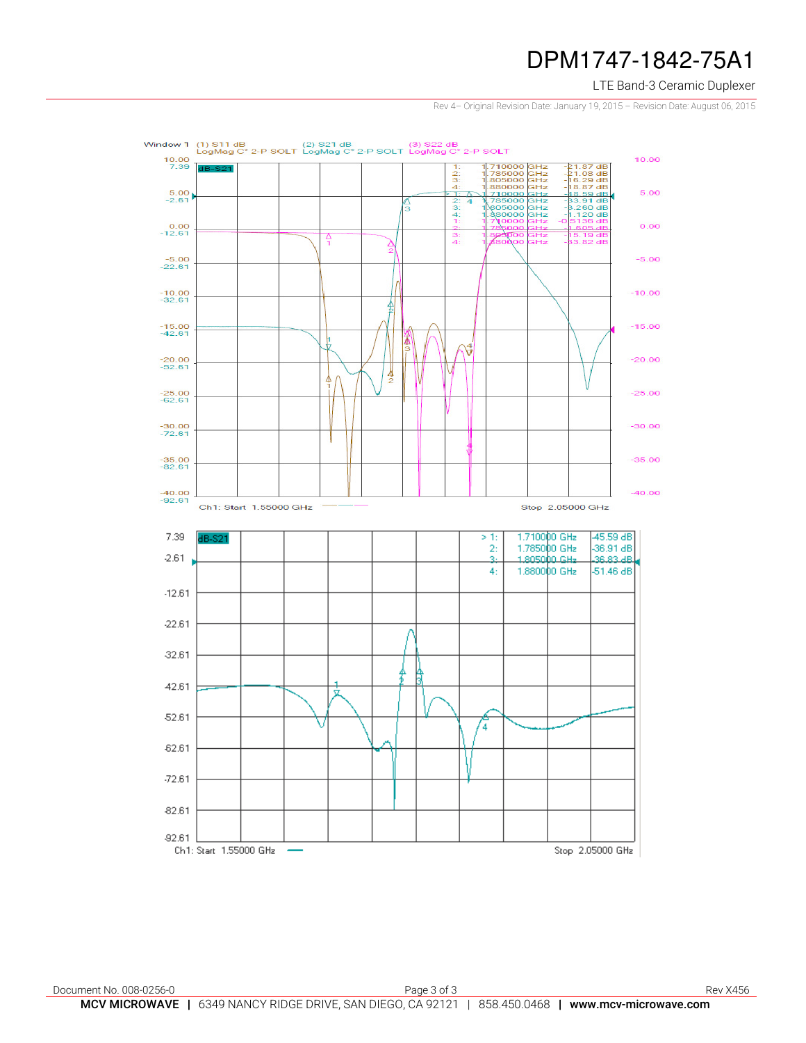# DPM1747-1842-75A1

LTE Band-3 Ceramic Duplexer

Rev 4– Original Revision Date: January 19, 2015 – Revision Date: August 06, 2015

Window 1 (1) S11 dB LogMag C* 2-P SOLT (2) S21 dB LogMag C* 2-P SOLT (3) S22 dB LogMag C* 2-P SOLT

dB-S21

1: 1.710000 GHz -21.87 dB
2: 1.785000 GHz -21.08 dB
3: 1.805000 GHz -16.29 dB
4: 1.880000 GHz -18.87 dB
> 1: 1.710000 GHz -48.59 dB
2: 1.785000 GHz -33.91 dB
3: 1.805000 GHz -3.260 dB
4: 1.880000 GHz -1.120 dB
1: 1.710000 GHz -0.5136 dB
2: 1.785000 GHz -1.605 dB
3: 1.805000 GHz -15.19 dB
4: 1.880000 GHz -33.82 dB

10.00 7.39
5.00 -2.61
0.00 -12.61
-5.00 -22.61
-10.00 -32.61
-15.00 -42.61
-20.00 -52.61
-25.00 -62.61
-30.00 -72.61
-35.00 -82.61
-40.00 -92.61

10.00
5.00
0.00
-5.00
-10.00
-15.00
-20.00
-25.00
-30.00
-35.00
-40.00

Ch1: Start 1.55000 GHz Stop 2.05000 GHz

dB-S21

> 1: 1.710000 GHz -45.59 dB
2: 1.785000 GHz -36.91 dB
3: 1.805000 GHz -36.83 dB
4: 1.880000 GHz -51.46 dB

7.39
-2.61
-12.61
-22.61
-32.61
-42.61
-52.61
-62.61
-72.61
-82.61
-92.61

Ch1: Start 1.55000 GHz Stop 2.05000 GHz

Document No. 008-0256-0 Rev X456

**MCV MICROWAVE** | 6349 NANCY RIDGE DRIVE, SAN DIEGO, CA 92121 | 858.450.0468 | **www.mcv-microwave.com**